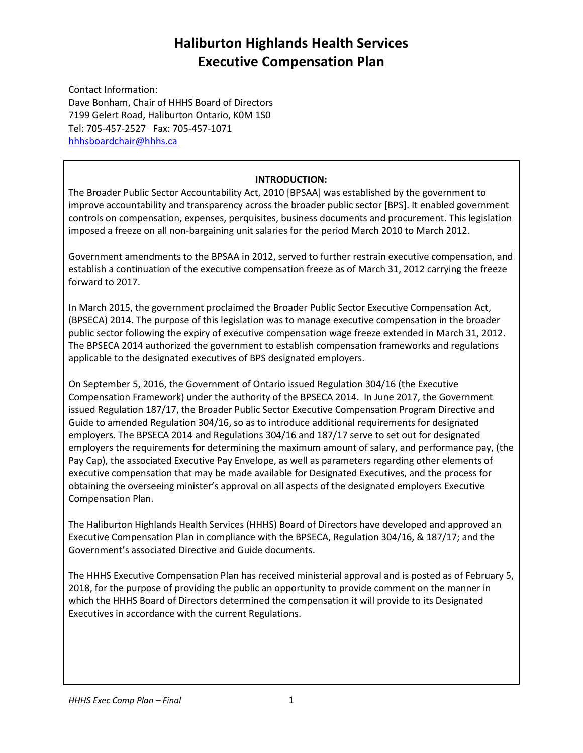# Haliburton Highlands Health Services
# Executive Compensation Plan

Contact Information:
Dave Bonham, Chair of HHHS Board of Directors
7199 Gelert Road, Haliburton Ontario, K0M 1S0
Tel: 705-457-2527 Fax: 705-457-1071
hhhsboardchair@hhhs.ca

**INTRODUCTION:**

The Broader Public Sector Accountability Act, 2010 [BPSAA] was established by the government to improve accountability and transparency across the broader public sector [BPS]. It enabled government controls on compensation, expenses, perquisites, business documents and procurement. This legislation imposed a freeze on all non-bargaining unit salaries for the period March 2010 to March 2012.

Government amendments to the BPSAA in 2012, served to further restrain executive compensation, and establish a continuation of the executive compensation freeze as of March 31, 2012 carrying the freeze forward to 2017.

In March 2015, the government proclaimed the Broader Public Sector Executive Compensation Act, (BPSECA) 2014. The purpose of this legislation was to manage executive compensation in the broader public sector following the expiry of executive compensation wage freeze extended in March 31, 2012. The BPSECA 2014 authorized the government to establish compensation frameworks and regulations applicable to the designated executives of BPS designated employers.

On September 5, 2016, the Government of Ontario issued Regulation 304/16 (the Executive Compensation Framework) under the authority of the BPSECA 2014. In June 2017, the Government issued Regulation 187/17, the Broader Public Sector Executive Compensation Program Directive and Guide to amended Regulation 304/16, so as to introduce additional requirements for designated employers. The BPSECA 2014 and Regulations 304/16 and 187/17 serve to set out for designated employers the requirements for determining the maximum amount of salary, and performance pay, (the Pay Cap), the associated Executive Pay Envelope, as well as parameters regarding other elements of executive compensation that may be made available for Designated Executives, and the process for obtaining the overseeing minister's approval on all aspects of the designated employers Executive Compensation Plan.

The Haliburton Highlands Health Services (HHHS) Board of Directors have developed and approved an Executive Compensation Plan in compliance with the BPSECA, Regulation 304/16, & 187/17; and the Government's associated Directive and Guide documents.

The HHHS Executive Compensation Plan has received ministerial approval and is posted as of February 5, 2018, for the purpose of providing the public an opportunity to provide comment on the manner in which the HHHS Board of Directors determined the compensation it will provide to its Designated Executives in accordance with the current Regulations.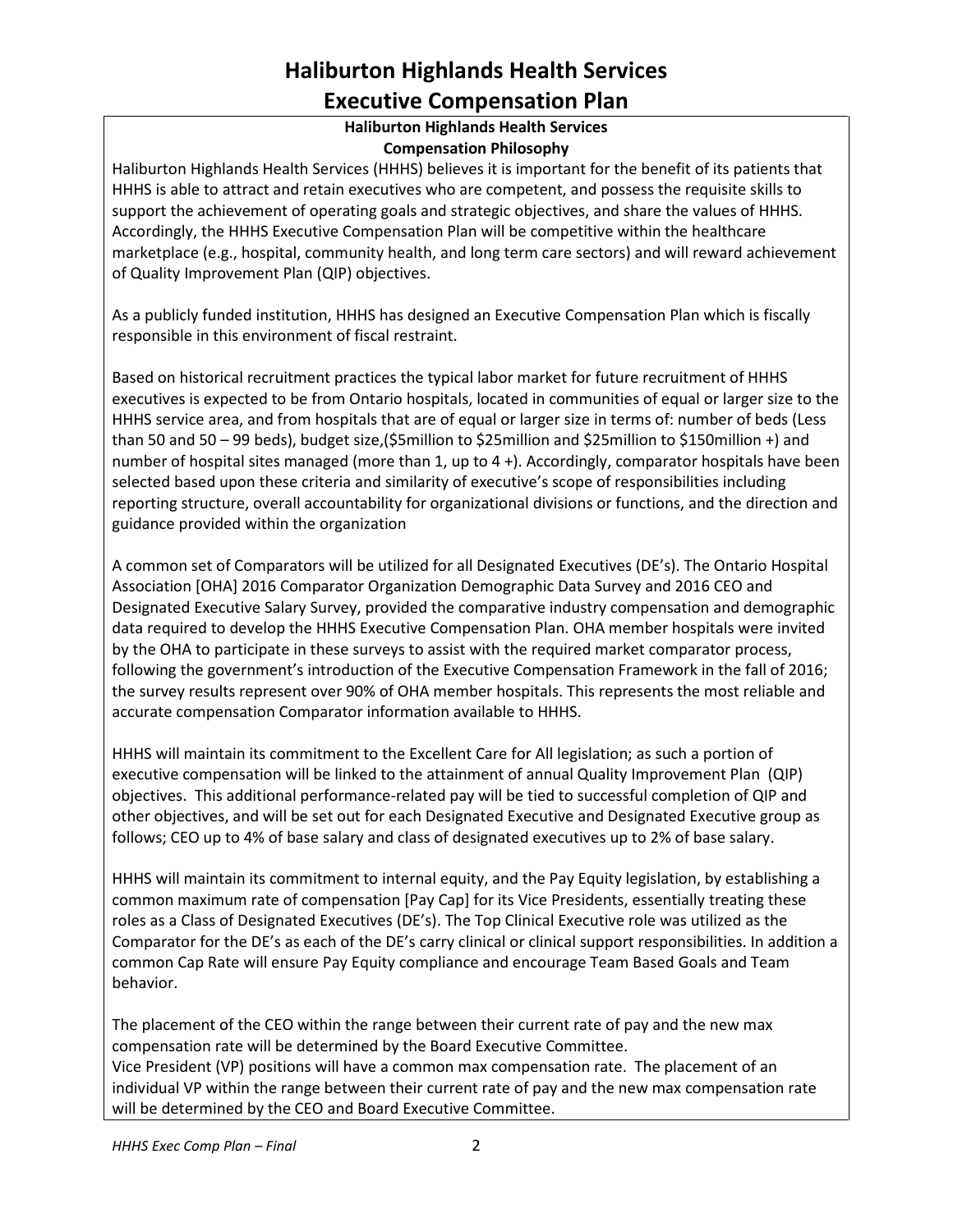# Haliburton Highlands Health Services
# Executive Compensation Plan

### Haliburton Highlands Health Services
### Compensation Philosophy

Haliburton Highlands Health Services (HHHS) believes it is important for the benefit of its patients that HHHS is able to attract and retain executives who are competent, and possess the requisite skills to support the achievement of operating goals and strategic objectives, and share the values of HHHS. Accordingly, the HHHS Executive Compensation Plan will be competitive within the healthcare marketplace (e.g., hospital, community health, and long term care sectors) and will reward achievement of Quality Improvement Plan (QIP) objectives.

As a publicly funded institution, HHHS has designed an Executive Compensation Plan which is fiscally responsible in this environment of fiscal restraint.

Based on historical recruitment practices the typical labor market for future recruitment of HHHS executives is expected to be from Ontario hospitals, located in communities of equal or larger size to the HHHS service area, and from hospitals that are of equal or larger size in terms of: number of beds (Less than 50 and 50 – 99 beds), budget size,($5million to $25million and $25million to $150million +) and number of hospital sites managed (more than 1, up to 4 +). Accordingly, comparator hospitals have been selected based upon these criteria and similarity of executive's scope of responsibilities including reporting structure, overall accountability for organizational divisions or functions, and the direction and guidance provided within the organization

A common set of Comparators will be utilized for all Designated Executives (DE's). The Ontario Hospital Association [OHA] 2016 Comparator Organization Demographic Data Survey and 2016 CEO and Designated Executive Salary Survey, provided the comparative industry compensation and demographic data required to develop the HHHS Executive Compensation Plan. OHA member hospitals were invited by the OHA to participate in these surveys to assist with the required market comparator process, following the government's introduction of the Executive Compensation Framework in the fall of 2016; the survey results represent over 90% of OHA member hospitals. This represents the most reliable and accurate compensation Comparator information available to HHHS.

HHHS will maintain its commitment to the Excellent Care for All legislation; as such a portion of executive compensation will be linked to the attainment of annual Quality Improvement Plan (QIP) objectives. This additional performance-related pay will be tied to successful completion of QIP and other objectives, and will be set out for each Designated Executive and Designated Executive group as follows; CEO up to 4% of base salary and class of designated executives up to 2% of base salary.

HHHS will maintain its commitment to internal equity, and the Pay Equity legislation, by establishing a common maximum rate of compensation [Pay Cap] for its Vice Presidents, essentially treating these roles as a Class of Designated Executives (DE's). The Top Clinical Executive role was utilized as the Comparator for the DE's as each of the DE's carry clinical or clinical support responsibilities. In addition a common Cap Rate will ensure Pay Equity compliance and encourage Team Based Goals and Team behavior.

The placement of the CEO within the range between their current rate of pay and the new max compensation rate will be determined by the Board Executive Committee.
Vice President (VP) positions will have a common max compensation rate. The placement of an individual VP within the range between their current rate of pay and the new max compensation rate will be determined by the CEO and Board Executive Committee.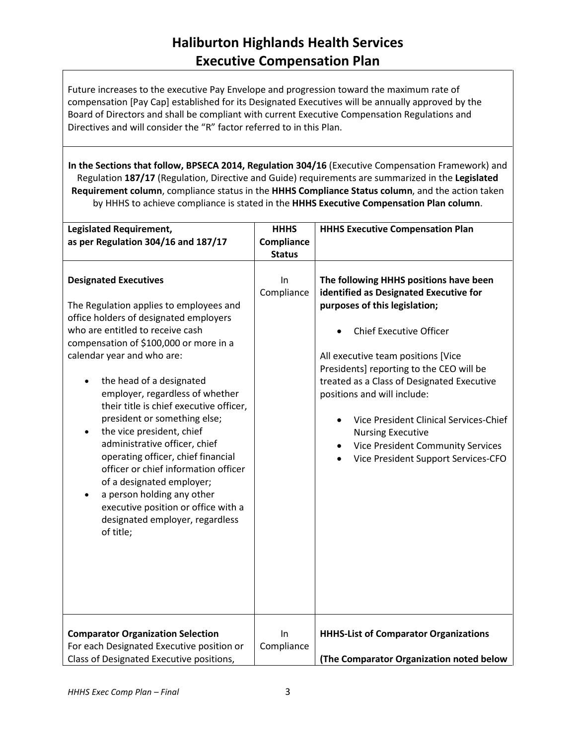# Haliburton Highlands Health Services
# Executive Compensation Plan

Future increases to the executive Pay Envelope and progression toward the maximum rate of compensation [Pay Cap] established for its Designated Executives will be annually approved by the Board of Directors and shall be compliant with current Executive Compensation Regulations and Directives and will consider the "R" factor referred to in this Plan.

**In the Sections that follow, BPSECA 2014, Regulation 304/16** (Executive Compensation Framework) and Regulation **187/17** (Regulation, Directive and Guide) requirements are summarized in the **Legislated Requirement column**, compliance status in the **HHHS Compliance Status column**, and the action taken by HHHS to achieve compliance is stated in the **HHHS Executive Compensation Plan column**.

| **Legislated Requirement, as per Regulation 304/16 and 187/17** | **HHHS Compliance Status** | **HHHS Executive Compensation Plan** |
|---|---|---|
| **Designated Executives**<br><br>The Regulation applies to employees and office holders of designated employers who are entitled to receive cash compensation of $100,000 or more in a calendar year and who are:<br>• the head of a designated employer, regardless of whether their title is chief executive officer, president or something else;<br>• the vice president, chief administrative officer, chief operating officer, chief financial officer or chief information officer of a designated employer;<br>• a person holding any other executive position or office with a designated employer, regardless of title; | In Compliance | **The following HHHS positions have been identified as Designated Executive for purposes of this legislation;**<br>• Chief Executive Officer<br><br>All executive team positions [Vice Presidents] reporting to the CEO will be treated as a Class of Designated Executive positions and will include:<br>• Vice President Clinical Services-Chief Nursing Executive<br>• Vice President Community Services<br>• Vice President Support Services-CFO |
| **Comparator Organization Selection**<br>For each Designated Executive position or Class of Designated Executive positions, | In Compliance | **HHHS-List of Comparator Organizations**<br><br>**(The Comparator Organization noted below** |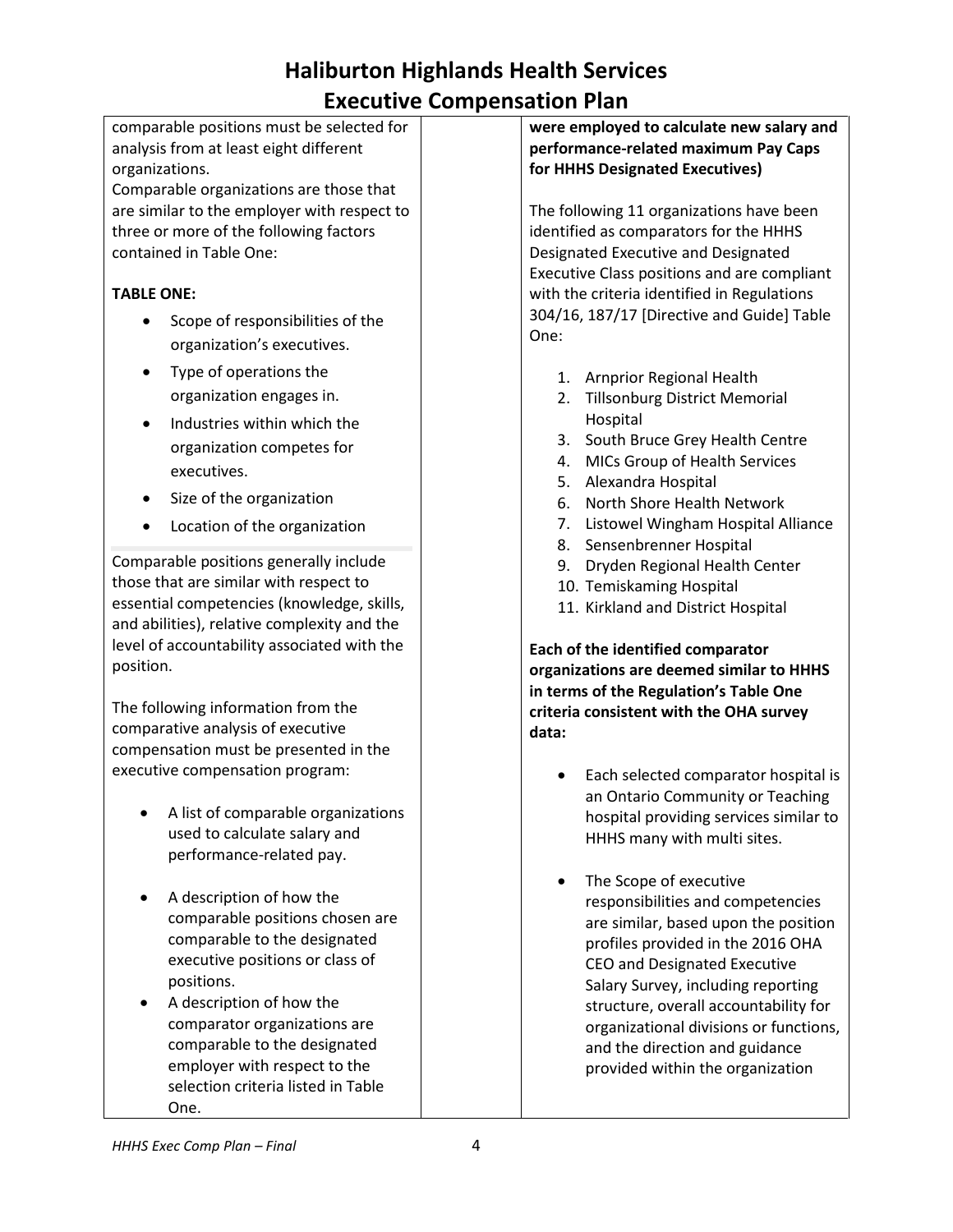# Haliburton Highlands Health Services
# Executive Compensation Plan

comparable positions must be selected for analysis from at least eight different organizations.

Comparable organizations are those that are similar to the employer with respect to three or more of the following factors contained in Table One:

**TABLE ONE:**

- Scope of responsibilities of the organization's executives.
- Type of operations the organization engages in.
- Industries within which the organization competes for executives.
- Size of the organization
- Location of the organization

Comparable positions generally include those that are similar with respect to essential competencies (knowledge, skills, and abilities), relative complexity and the level of accountability associated with the position.

The following information from the comparative analysis of executive compensation must be presented in the executive compensation program:

- A list of comparable organizations used to calculate salary and performance-related pay.
- A description of how the comparable positions chosen are comparable to the designated executive positions or class of positions.
- A description of how the comparator organizations are comparable to the designated employer with respect to the selection criteria listed in Table One.

**were employed to calculate new salary and performance-related maximum Pay Caps for HHHS Designated Executives)**

The following 11 organizations have been identified as comparators for the HHHS Designated Executive and Designated Executive Class positions and are compliant with the criteria identified in Regulations 304/16, 187/17 [Directive and Guide] Table One:

1. Arnprior Regional Health
2. Tillsonburg District Memorial Hospital
3. South Bruce Grey Health Centre
4. MICs Group of Health Services
5. Alexandra Hospital
6. North Shore Health Network
7. Listowel Wingham Hospital Alliance
8. Sensenbrenner Hospital
9. Dryden Regional Health Center
10. Temiskaming Hospital
11. Kirkland and District Hospital

**Each of the identified comparator organizations are deemed similar to HHHS in terms of the Regulation's Table One criteria consistent with the OHA survey data:**

- Each selected comparator hospital is an Ontario Community or Teaching hospital providing services similar to HHHS many with multi sites.
- The Scope of executive responsibilities and competencies are similar, based upon the position profiles provided in the 2016 OHA CEO and Designated Executive Salary Survey, including reporting structure, overall accountability for organizational divisions or functions, and the direction and guidance provided within the organization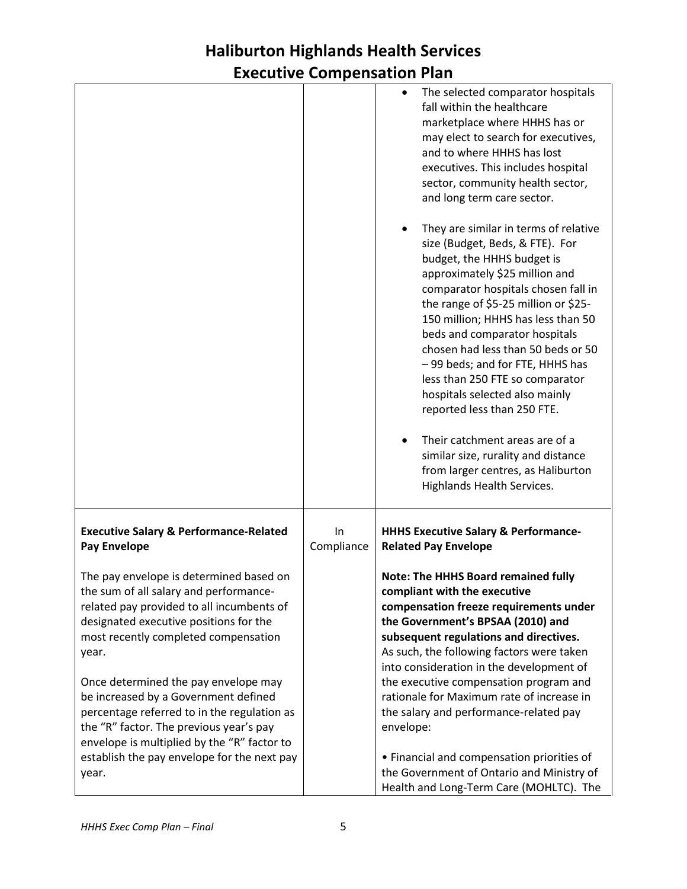# Haliburton Highlands Health Services
# Executive Compensation Plan

| | | |
|---|---|---|
| | | • The selected comparator hospitals fall within the healthcare marketplace where HHHS has or may elect to search for executives, and to where HHHS has lost executives. This includes hospital sector, community health sector, and long term care sector.<br><br>• They are similar in terms of relative size (Budget, Beds, & FTE). For budget, the HHHS budget is approximately \$25 million and comparator hospitals chosen fall in the range of \$5-25 million or \$25-150 million; HHHS has less than 50 beds and comparator hospitals chosen had less than 50 beds or 50 – 99 beds; and for FTE, HHHS has less than 250 FTE so comparator hospitals selected also mainly reported less than 250 FTE.<br><br>• Their catchment areas are of a similar size, rurality and distance from larger centres, as Haliburton Highlands Health Services. |
| **Executive Salary & Performance-Related Pay Envelope**<br><br>The pay envelope is determined based on the sum of all salary and performance-related pay provided to all incumbents of designated executive positions for the most recently completed compensation year.<br><br>Once determined the pay envelope may be increased by a Government defined percentage referred to in the regulation as the "R" factor. The previous year's pay envelope is multiplied by the "R" factor to establish the pay envelope for the next pay year. | In Compliance | **HHHS Executive Salary & Performance-Related Pay Envelope**<br><br>**Note: The HHHS Board remained fully compliant with the executive compensation freeze requirements under the Government's BPSAA (2010) and subsequent regulations and directives.** As such, the following factors were taken into consideration in the development of the executive compensation program and rationale for Maximum rate of increase in the salary and performance-related pay envelope:<br><br>• Financial and compensation priorities of the Government of Ontario and Ministry of Health and Long-Term Care (MOHLTC). The |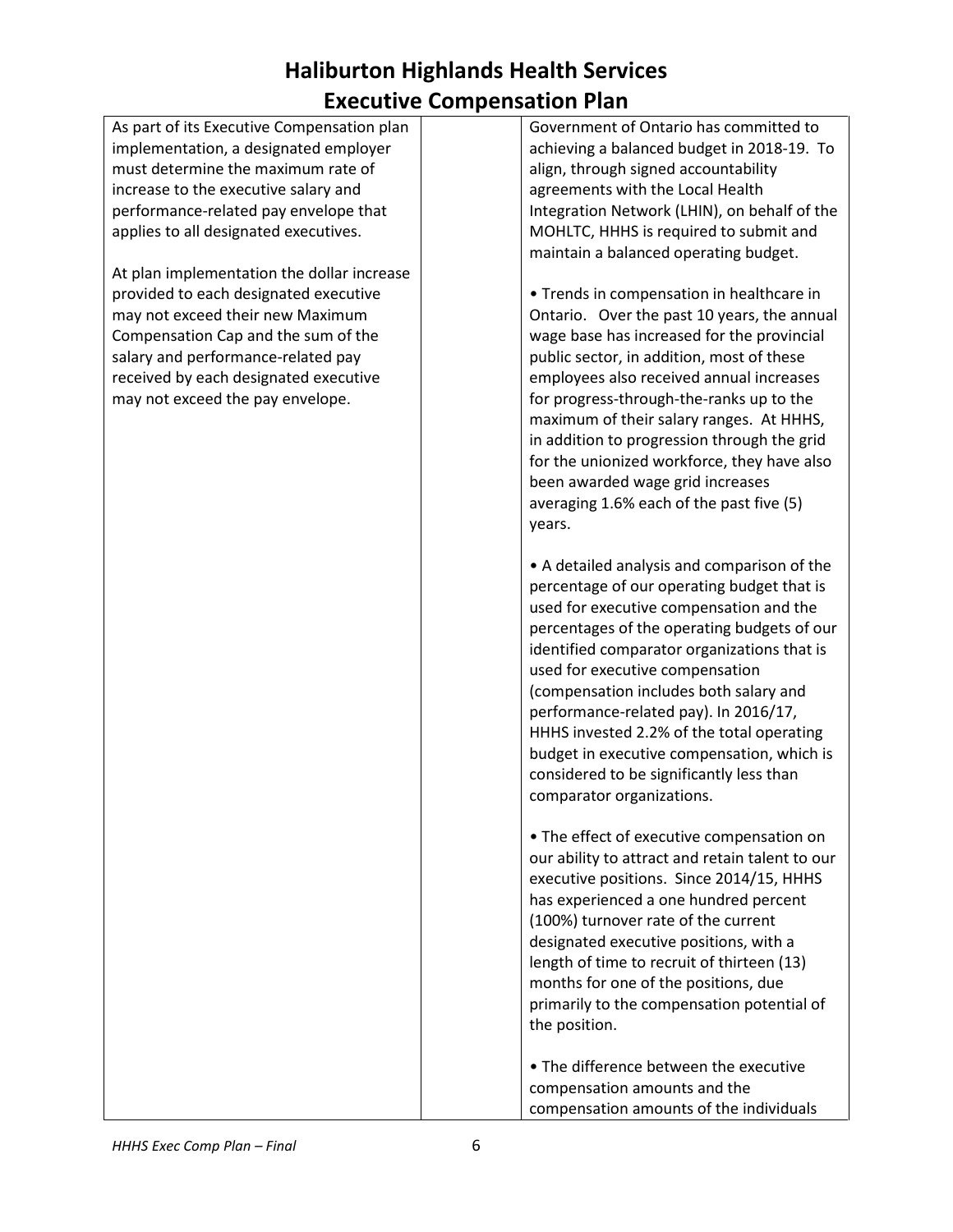# Haliburton Highlands Health Services
# Executive Compensation Plan

| | | |
|---|---|---|
| As part of its Executive Compensation plan implementation, a designated employer must determine the maximum rate of increase to the executive salary and performance-related pay envelope that applies to all designated executives.<br><br>At plan implementation the dollar increase provided to each designated executive may not exceed their new Maximum Compensation Cap and the sum of the salary and performance-related pay received by each designated executive may not exceed the pay envelope. | | Government of Ontario has committed to achieving a balanced budget in 2018-19. To align, through signed accountability agreements with the Local Health Integration Network (LHIN), on behalf of the MOHLTC, HHHS is required to submit and maintain a balanced operating budget.<br><br>• Trends in compensation in healthcare in Ontario. Over the past 10 years, the annual wage base has increased for the provincial public sector, in addition, most of these employees also received annual increases for progress-through-the-ranks up to the maximum of their salary ranges. At HHHS, in addition to progression through the grid for the unionized workforce, they have also been awarded wage grid increases averaging 1.6% each of the past five (5) years.<br><br>• A detailed analysis and comparison of the percentage of our operating budget that is used for executive compensation and the percentages of the operating budgets of our identified comparator organizations that is used for executive compensation (compensation includes both salary and performance-related pay). In 2016/17, HHHS invested 2.2% of the total operating budget in executive compensation, which is considered to be significantly less than comparator organizations.<br><br>• The effect of executive compensation on our ability to attract and retain talent to our executive positions. Since 2014/15, HHHS has experienced a one hundred percent (100%) turnover rate of the current designated executive positions, with a length of time to recruit of thirteen (13) months for one of the positions, due primarily to the compensation potential of the position.<br><br>• The difference between the executive compensation amounts and the compensation amounts of the individuals |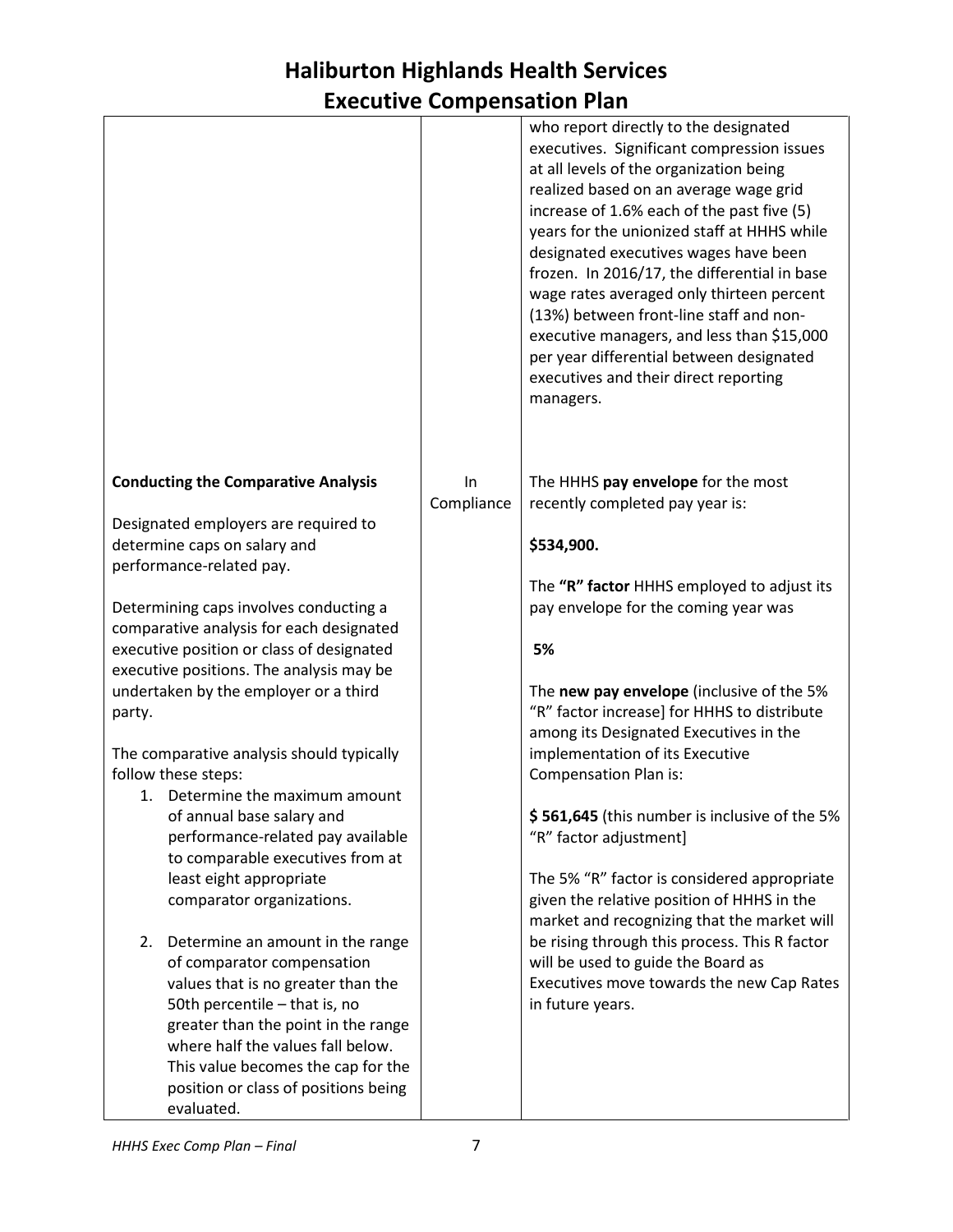| | | |
|---|---|---|
| | | who report directly to the designated executives. Significant compression issues at all levels of the organization being realized based on an average wage grid increase of 1.6% each of the past five (5) years for the unionized staff at HHHS while designated executives wages have been frozen. In 2016/17, the differential in base wage rates averaged only thirteen percent (13%) between front-line staff and non-executive managers, and less than $15,000 per year differential between designated executives and their direct reporting managers. |
| **Conducting the Comparative Analysis**<br><br>Designated employers are required to determine caps on salary and performance-related pay.<br><br>Determining caps involves conducting a comparative analysis for each designated executive position or class of designated executive positions. The analysis may be undertaken by the employer or a third party.<br><br>The comparative analysis should typically follow these steps:<br>1. Determine the maximum amount of annual base salary and performance-related pay available to comparable executives from at least eight appropriate comparator organizations.<br>2. Determine an amount in the range of comparator compensation values that is no greater than the 50th percentile – that is, no greater than the point in the range where half the values fall below. This value becomes the cap for the position or class of positions being evaluated. | In Compliance | The HHHS **pay envelope** for the most recently completed pay year is:<br><br>**$534,900.**<br><br>The **"R" factor** HHHS employed to adjust its pay envelope for the coming year was<br><br>**5%**<br><br>The **new pay envelope** (inclusive of the 5% "R" factor increase] for HHHS to distribute among its Designated Executives in the implementation of its Executive Compensation Plan is:<br><br>**$ 561,645** (this number is inclusive of the 5% "R" factor adjustment]<br><br>The 5% "R" factor is considered appropriate given the relative position of HHHS in the market and recognizing that the market will be rising through this process. This R factor will be used to guide the Board as Executives move towards the new Cap Rates in future years. |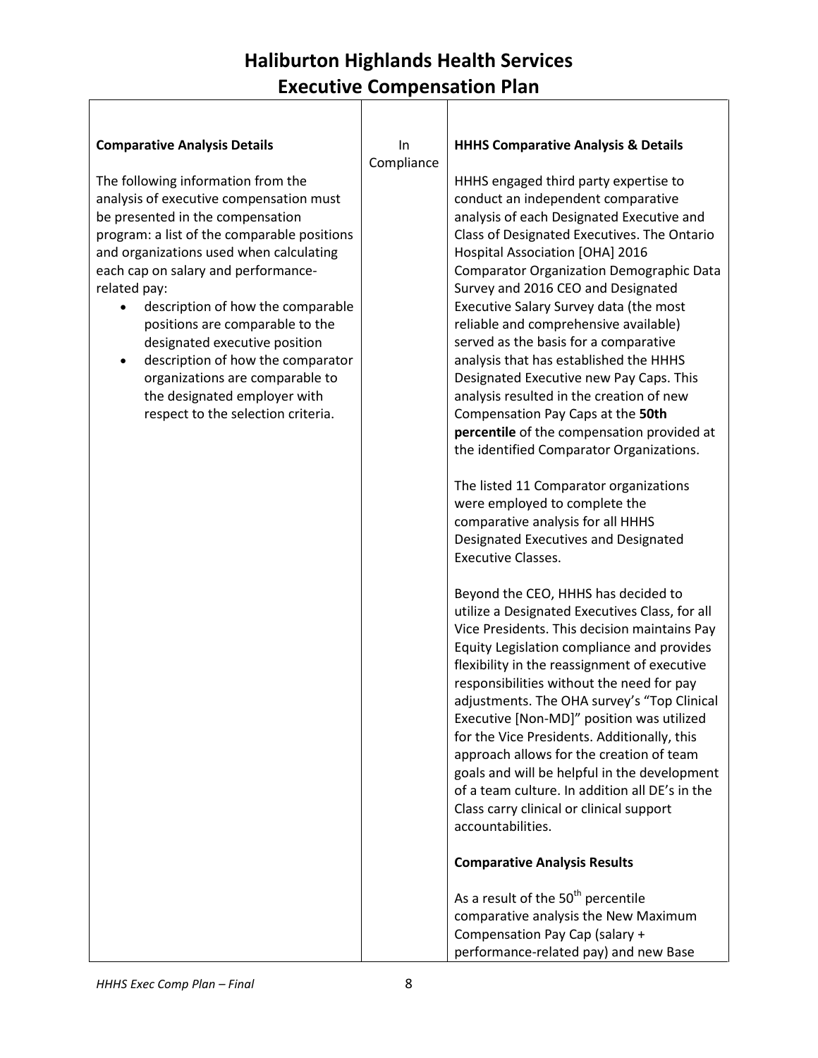# Haliburton Highlands Health Services
# Executive Compensation Plan

| | | |
|---|---|---|
| **Comparative Analysis Details**<br><br>The following information from the analysis of executive compensation must be presented in the compensation program: a list of the comparable positions and organizations used when calculating each cap on salary and performance-related pay:<br>• description of how the comparable positions are comparable to the designated executive position<br>• description of how the comparator organizations are comparable to the designated employer with respect to the selection criteria. | In Compliance | **HHHS Comparative Analysis & Details**<br><br>HHHS engaged third party expertise to conduct an independent comparative analysis of each Designated Executive and Class of Designated Executives. The Ontario Hospital Association [OHA] 2016 Comparator Organization Demographic Data Survey and 2016 CEO and Designated Executive Salary Survey data (the most reliable and comprehensive available) served as the basis for a comparative analysis that has established the HHHS Designated Executive new Pay Caps. This analysis resulted in the creation of new Compensation Pay Caps at the **50th percentile** of the compensation provided at the identified Comparator Organizations.<br><br>The listed 11 Comparator organizations were employed to complete the comparative analysis for all HHHS Designated Executives and Designated Executive Classes.<br><br>Beyond the CEO, HHHS has decided to utilize a Designated Executives Class, for all Vice Presidents. This decision maintains Pay Equity Legislation compliance and provides flexibility in the reassignment of executive responsibilities without the need for pay adjustments. The OHA survey's "Top Clinical Executive [Non-MD]" position was utilized for the Vice Presidents. Additionally, this approach allows for the creation of team goals and will be helpful in the development of a team culture. In addition all DE's in the Class carry clinical or clinical support accountabilities.<br><br>**Comparative Analysis Results**<br><br>As a result of the 50th percentile comparative analysis the New Maximum Compensation Pay Cap (salary + performance-related pay) and new Base |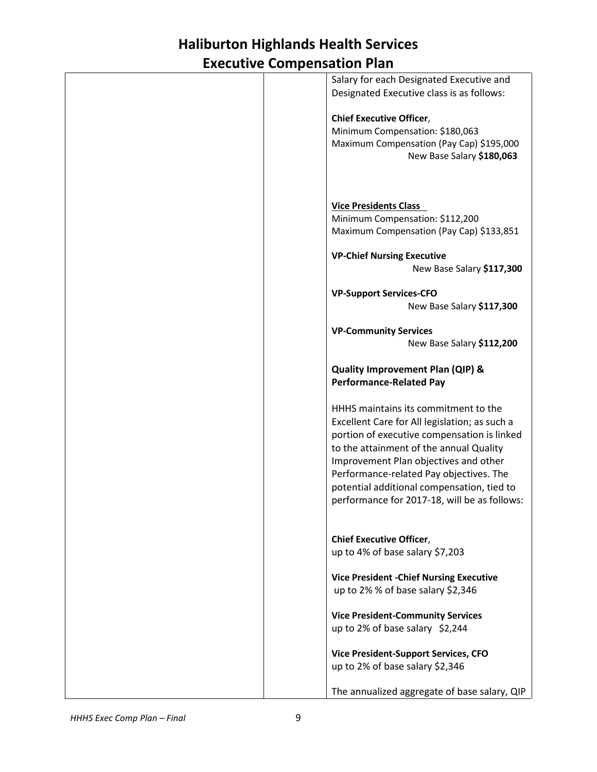# Haliburton Highlands Health Services
## Executive Compensation Plan

| | | |
|---|---|---|
| | | Salary for each Designated Executive and Designated Executive class is as follows:<br><br>**Chief Executive Officer**,<br>Minimum Compensation: $180,063<br>Maximum Compensation (Pay Cap) $195,000<br>New Base Salary **$180,063**<br><br>**Vice Presidents Class**<br>Minimum Compensation: $112,200<br>Maximum Compensation (Pay Cap) $133,851<br><br>**VP-Chief Nursing Executive**<br>New Base Salary **$117,300**<br><br>**VP-Support Services-CFO**<br>New Base Salary **$117,300**<br><br>**VP-Community Services**<br>New Base Salary **$112,200**<br><br>**Quality Improvement Plan (QIP) & Performance-Related Pay**<br><br>HHHS maintains its commitment to the Excellent Care for All legislation; as such a portion of executive compensation is linked to the attainment of the annual Quality Improvement Plan objectives and other Performance-related Pay objectives. The potential additional compensation, tied to performance for 2017-18, will be as follows:<br><br>**Chief Executive Officer**,<br>up to 4% of base salary $7,203<br><br>**Vice President -Chief Nursing Executive**<br>up to 2% % of base salary $2,346<br><br>**Vice President-Community Services**<br>up to 2% of base salary $2,244<br><br>**Vice President-Support Services, CFO**<br>up to 2% of base salary $2,346<br><br>The annualized aggregate of base salary, QIP |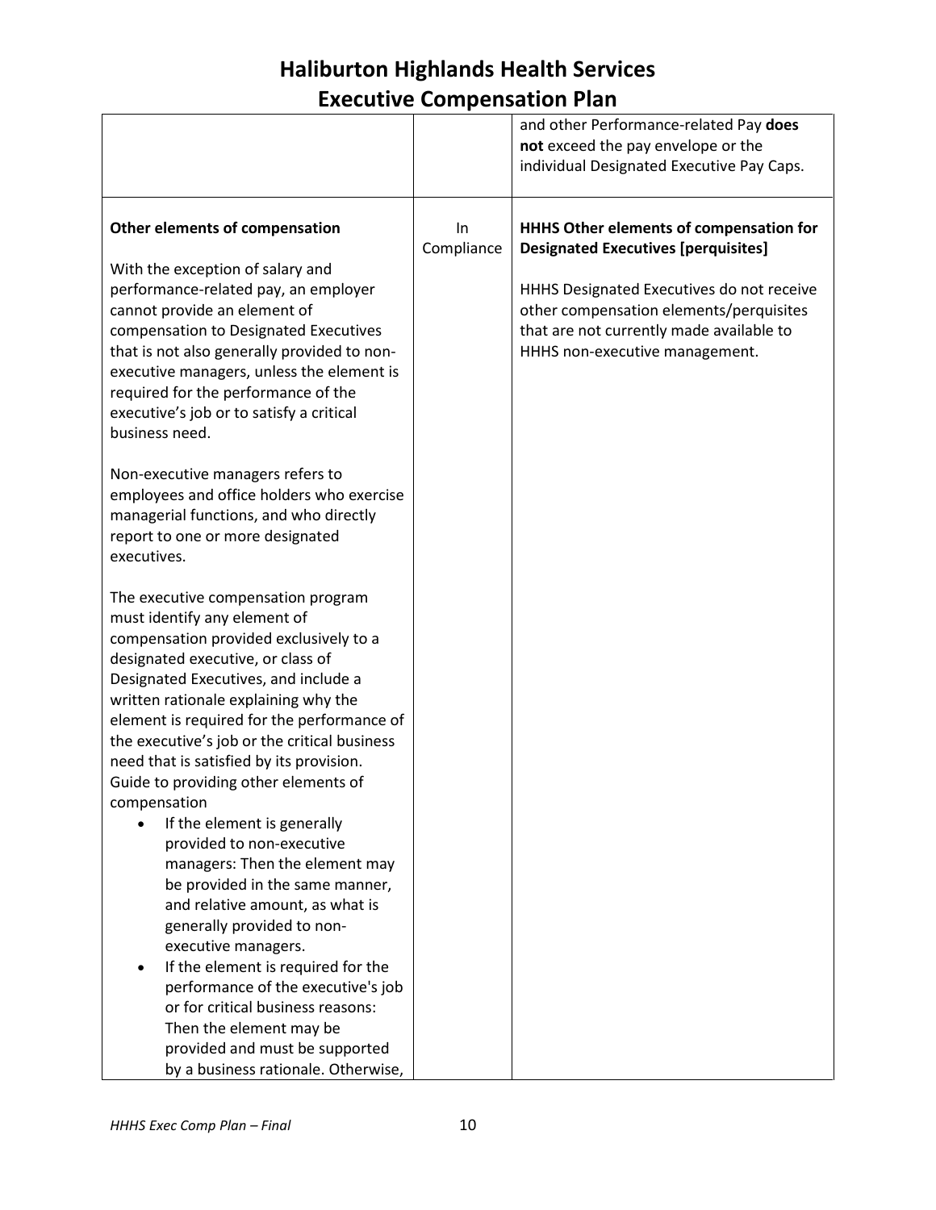| | | |
|---|---|---|
| | | and other Performance-related Pay **does not** exceed the pay envelope or the individual Designated Executive Pay Caps. |
| **Other elements of compensation**<br><br>With the exception of salary and performance-related pay, an employer cannot provide an element of compensation to Designated Executives that is not also generally provided to non-executive managers, unless the element is required for the performance of the executive's job or to satisfy a critical business need.<br><br>Non-executive managers refers to employees and office holders who exercise managerial functions, and who directly report to one or more designated executives.<br><br>The executive compensation program must identify any element of compensation provided exclusively to a designated executive, or class of Designated Executives, and include a written rationale explaining why the element is required for the performance of the executive's job or the critical business need that is satisfied by its provision.<br>Guide to providing other elements of compensation<br>• If the element is generally provided to non-executive managers: Then the element may be provided in the same manner, and relative amount, as what is generally provided to non-executive managers.<br>• If the element is required for the performance of the executive's job or for critical business reasons: Then the element may be provided and must be supported by a business rationale. Otherwise, | In Compliance | **HHHS Other elements of compensation for Designated Executives [perquisites]**<br><br>HHHS Designated Executives do not receive other compensation elements/perquisites that are not currently made available to HHHS non-executive management. |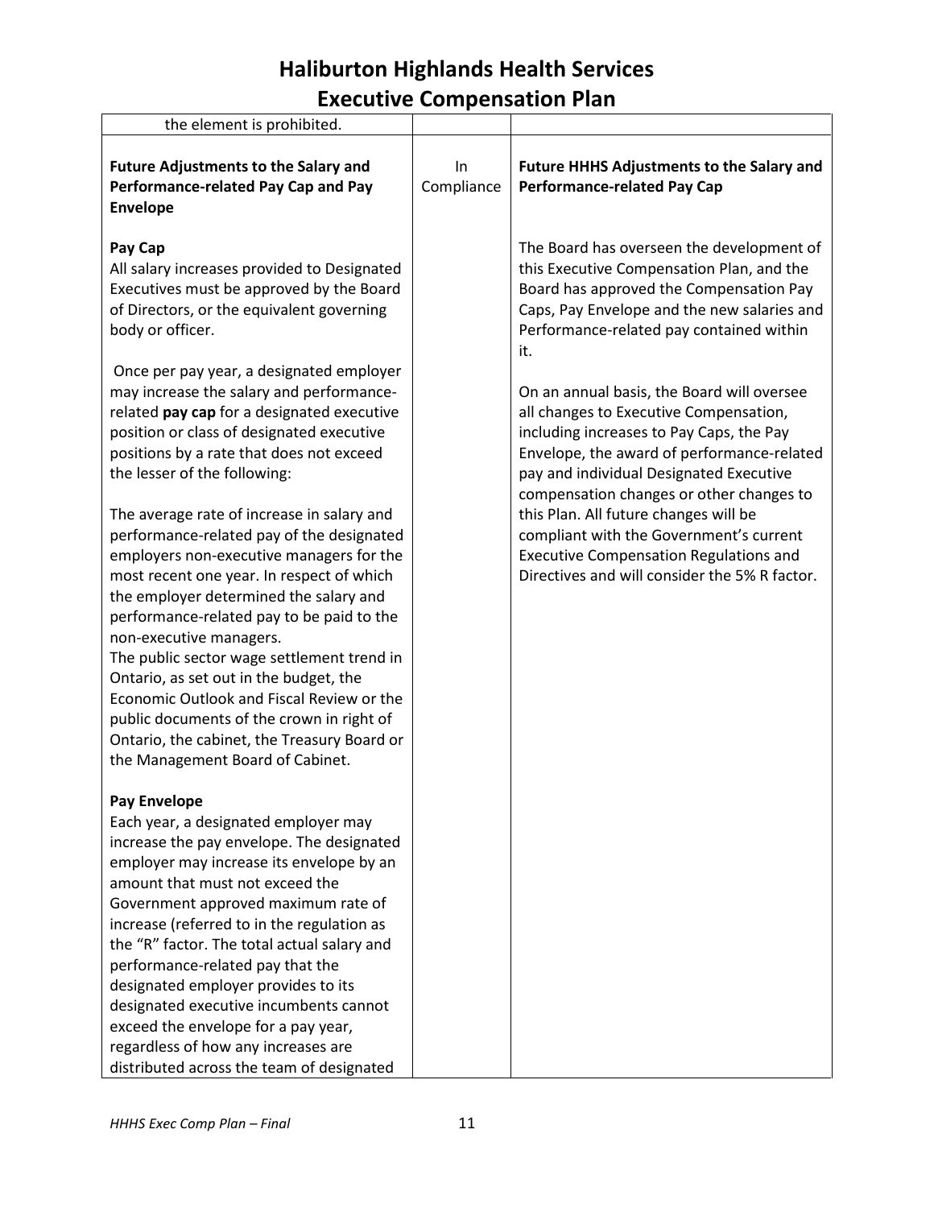# Haliburton Highlands Health Services
# Executive Compensation Plan

| | | |
|---|---|---|
| the element is prohibited. | | |
| **Future Adjustments to the Salary and Performance-related Pay Cap and Pay Envelope**<br><br>**Pay Cap**<br>All salary increases provided to Designated Executives must be approved by the Board of Directors, or the equivalent governing body or officer.<br><br>Once per pay year, a designated employer may increase the salary and performance-related **pay cap** for a designated executive position or class of designated executive positions by a rate that does not exceed the lesser of the following:<br><br>The average rate of increase in salary and performance-related pay of the designated employers non-executive managers for the most recent one year. In respect of which the employer determined the salary and performance-related pay to be paid to the non-executive managers.<br>The public sector wage settlement trend in Ontario, as set out in the budget, the Economic Outlook and Fiscal Review or the public documents of the crown in right of Ontario, the cabinet, the Treasury Board or the Management Board of Cabinet.<br><br>**Pay Envelope**<br>Each year, a designated employer may increase the pay envelope. The designated employer may increase its envelope by an amount that must not exceed the Government approved maximum rate of increase (referred to in the regulation as the "R" factor. The total actual salary and performance-related pay that the designated employer provides to its designated executive incumbents cannot exceed the envelope for a pay year, regardless of how any increases are distributed across the team of designated | In Compliance | **Future HHHS Adjustments to the Salary and Performance-related Pay Cap**<br><br>The Board has overseen the development of this Executive Compensation Plan, and the Board has approved the Compensation Pay Caps, Pay Envelope and the new salaries and Performance-related pay contained within it.<br><br>On an annual basis, the Board will oversee all changes to Executive Compensation, including increases to Pay Caps, the Pay Envelope, the award of performance-related pay and individual Designated Executive compensation changes or other changes to this Plan. All future changes will be compliant with the Government's current Executive Compensation Regulations and Directives and will consider the 5% R factor. |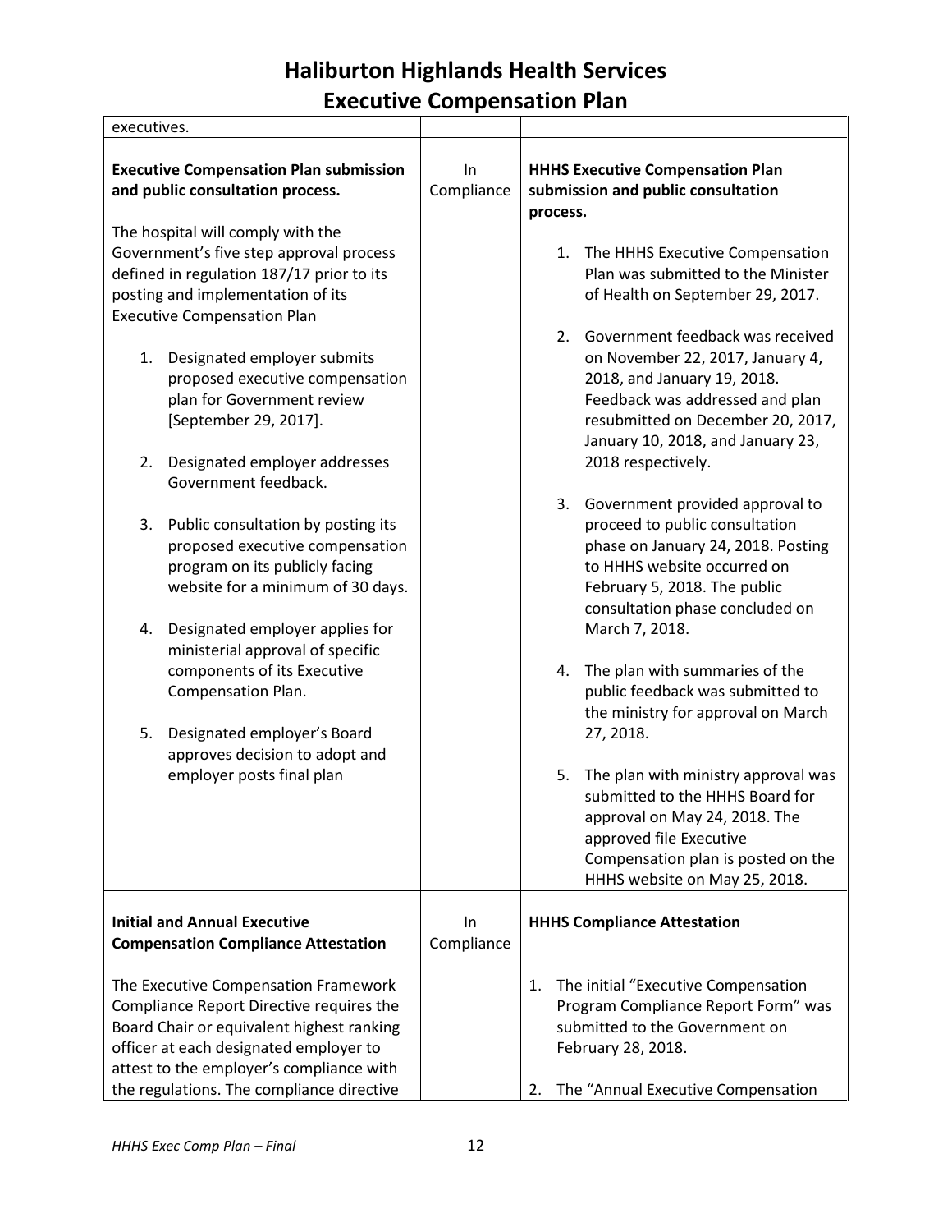| executives. | | |
|---|---|---|
| **Executive Compensation Plan submission and public consultation process.**<br><br>The hospital will comply with the Government's five step approval process defined in regulation 187/17 prior to its posting and implementation of its Executive Compensation Plan<br><br>1. Designated employer submits proposed executive compensation plan for Government review [September 29, 2017].<br>2. Designated employer addresses Government feedback.<br>3. Public consultation by posting its proposed executive compensation program on its publicly facing website for a minimum of 30 days.<br>4. Designated employer applies for ministerial approval of specific components of its Executive Compensation Plan.<br>5. Designated employer's Board approves decision to adopt and employer posts final plan | In Compliance | **HHHS Executive Compensation Plan submission and public consultation process.**<br><br>1. The HHHS Executive Compensation Plan was submitted to the Minister of Health on September 29, 2017.<br>2. Government feedback was received on November 22, 2017, January 4, 2018, and January 19, 2018. Feedback was addressed and plan resubmitted on December 20, 2017, January 10, 2018, and January 23, 2018 respectively.<br>3. Government provided approval to proceed to public consultation phase on January 24, 2018. Posting to HHHS website occurred on February 5, 2018. The public consultation phase concluded on March 7, 2018.<br>4. The plan with summaries of the public feedback was submitted to the ministry for approval on March 27, 2018.<br>5. The plan with ministry approval was submitted to the HHHS Board for approval on May 24, 2018. The approved file Executive Compensation plan is posted on the HHHS website on May 25, 2018. |
| **Initial and Annual Executive Compensation Compliance Attestation**<br><br>The Executive Compensation Framework Compliance Report Directive requires the Board Chair or equivalent highest ranking officer at each designated employer to attest to the employer's compliance with the regulations. The compliance directive | In Compliance | **HHHS Compliance Attestation**<br><br>1. The initial "Executive Compensation Program Compliance Report Form" was submitted to the Government on February 28, 2018.<br>2. The "Annual Executive Compensation |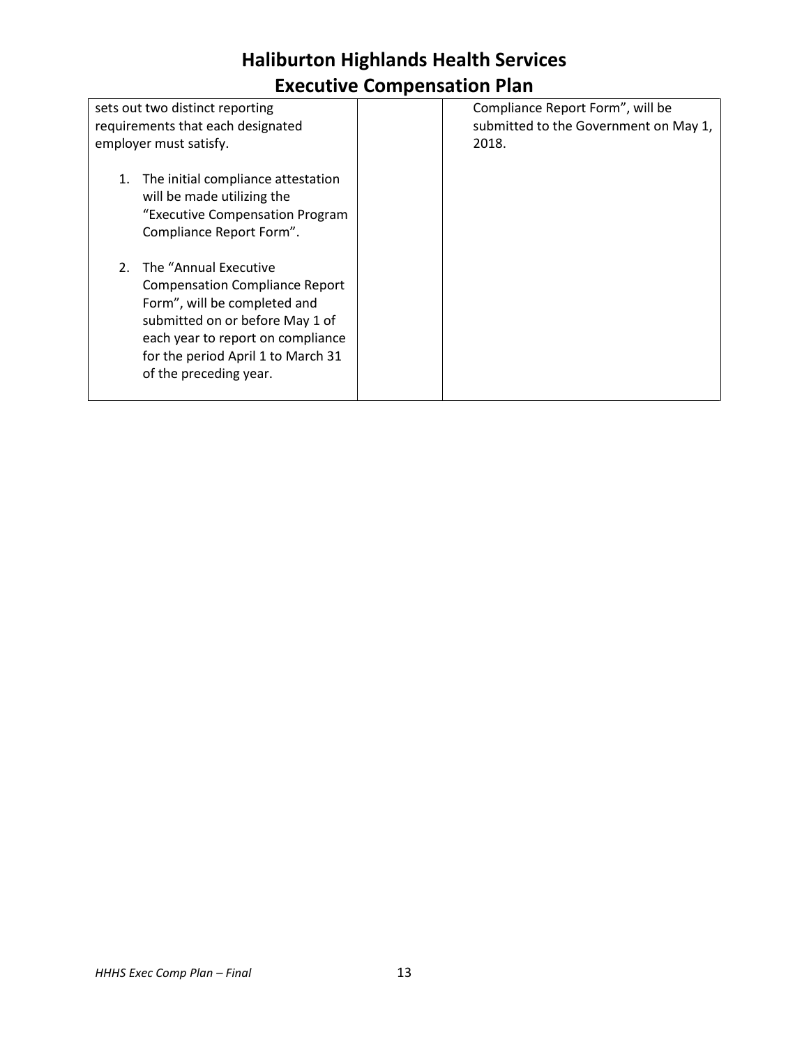| | | |
|---|---|---|
| sets out two distinct reporting requirements that each designated employer must satisfy.<br><br>1. The initial compliance attestation will be made utilizing the "Executive Compensation Program Compliance Report Form".<br><br>2. The "Annual Executive Compensation Compliance Report Form", will be completed and submitted on or before May 1 of each year to report on compliance for the period April 1 to March 31 of the preceding year. | | Compliance Report Form", will be submitted to the Government on May 1, 2018. |